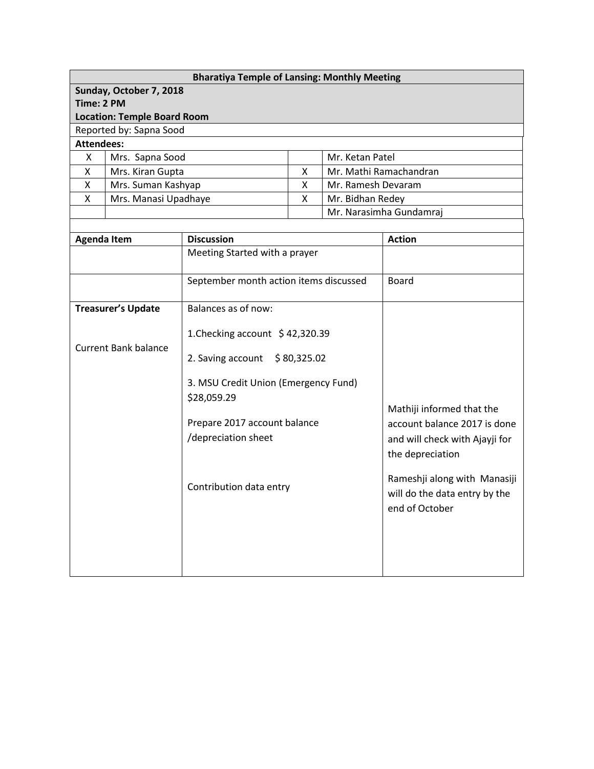## Bharatiya Temple of Lansing: Monthly Meeting

**Sunday, October 7, 2018**
**Time: 2 PM**
**Location: Temple Board Room**

Reported by: Sapna Sood

**Attendees:**

| | | | |
|---|---|---|---|
| X | Mrs. Sapna Sood | | Mr. Ketan Patel |
| X | Mrs. Kiran Gupta | X | Mr. Mathi Ramachandran |
| X | Mrs. Suman Kashyap | X | Mr. Ramesh Devaram |
| X | Mrs. Manasi Upadhaye | X | Mr. Bidhan Redey |
| | | | Mr. Narasimha Gundamraj |

| Agenda Item | Discussion | Action |
|---|---|---|
| | Meeting Started with a prayer | |
| | September month action items discussed | Board |
| **Treasurer's Update**<br><br>Current Bank balance | Balances as of now:<br><br>1.Checking account $ 42,320.39<br><br>2. Saving account $ 80,325.02<br><br>3. MSU Credit Union (Emergency Fund) $28,059.29<br><br>Prepare 2017 account balance /depreciation sheet<br><br>Contribution data entry | Mathiji informed that the account balance 2017 is done and will check with Ajayji for the depreciation<br><br>Rameshji along with Manasiji will do the data entry by the end of October |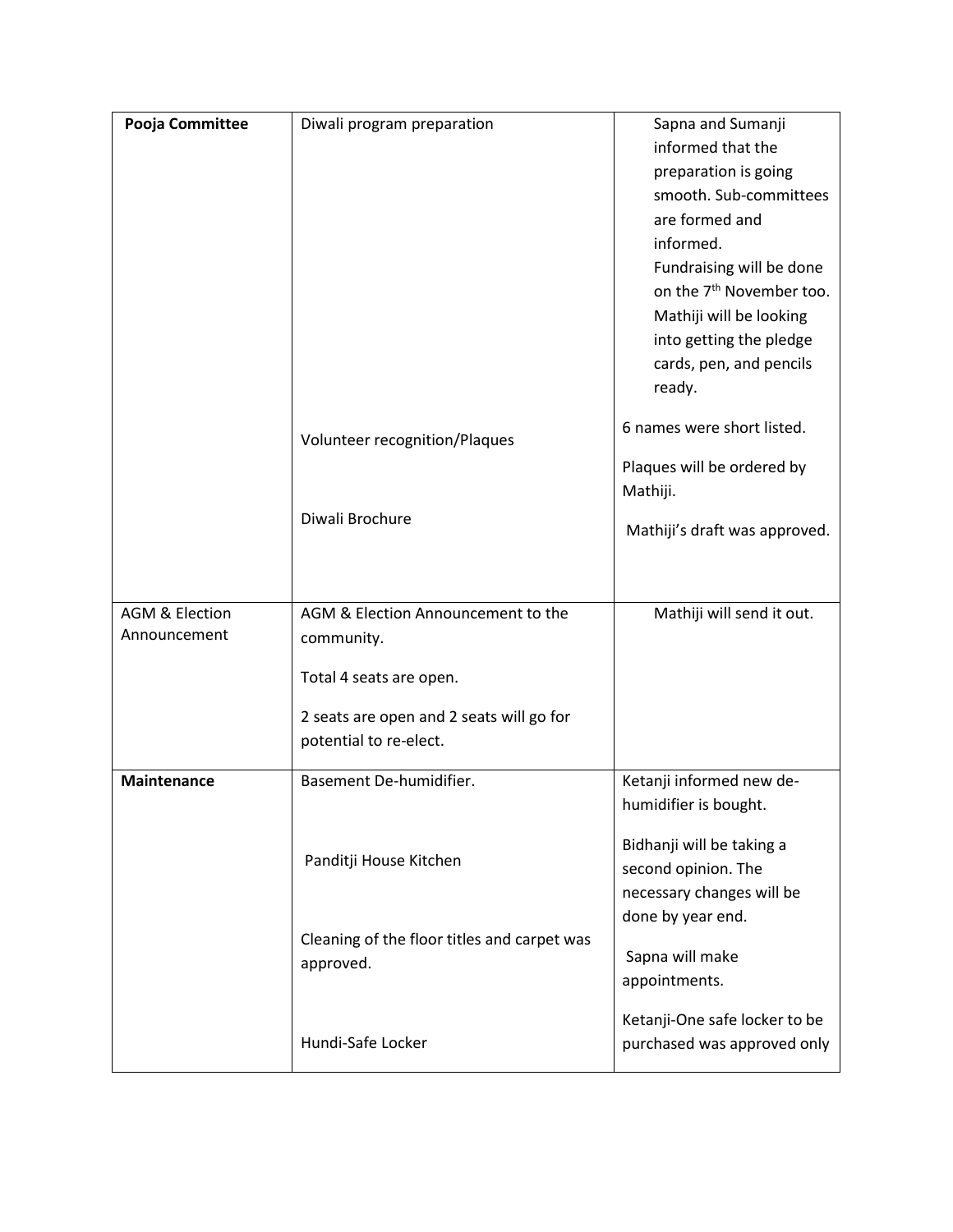| **Pooja Committee** | Diwali program preparation | Sapna and Sumanji informed that the preparation is going smooth. Sub-committees are formed and informed.<br>Fundraising will be done on the 7th November too.<br>Mathiji will be looking into getting the pledge cards, pen, and pencils ready. |
|---|---|---|
| | Volunteer recognition/Plaques | 6 names were short listed.<br>Plaques will be ordered by Mathiji. |
| | Diwali Brochure | Mathiji's draft was approved. |
| AGM & Election Announcement | AGM & Election Announcement to the community.<br>Total 4 seats are open.<br>2 seats are open and 2 seats will go for potential to re-elect. | Mathiji will send it out. |
| **Maintenance** | Basement De-humidifier. | Ketanji informed new de-humidifier is bought. |
| | Panditji House Kitchen | Bidhanji will be taking a second opinion. The necessary changes will be done by year end. |
| | Cleaning of the floor titles and carpet was approved. | Sapna will make appointments. |
| | Hundi-Safe Locker | Ketanji-One safe locker to be purchased was approved only |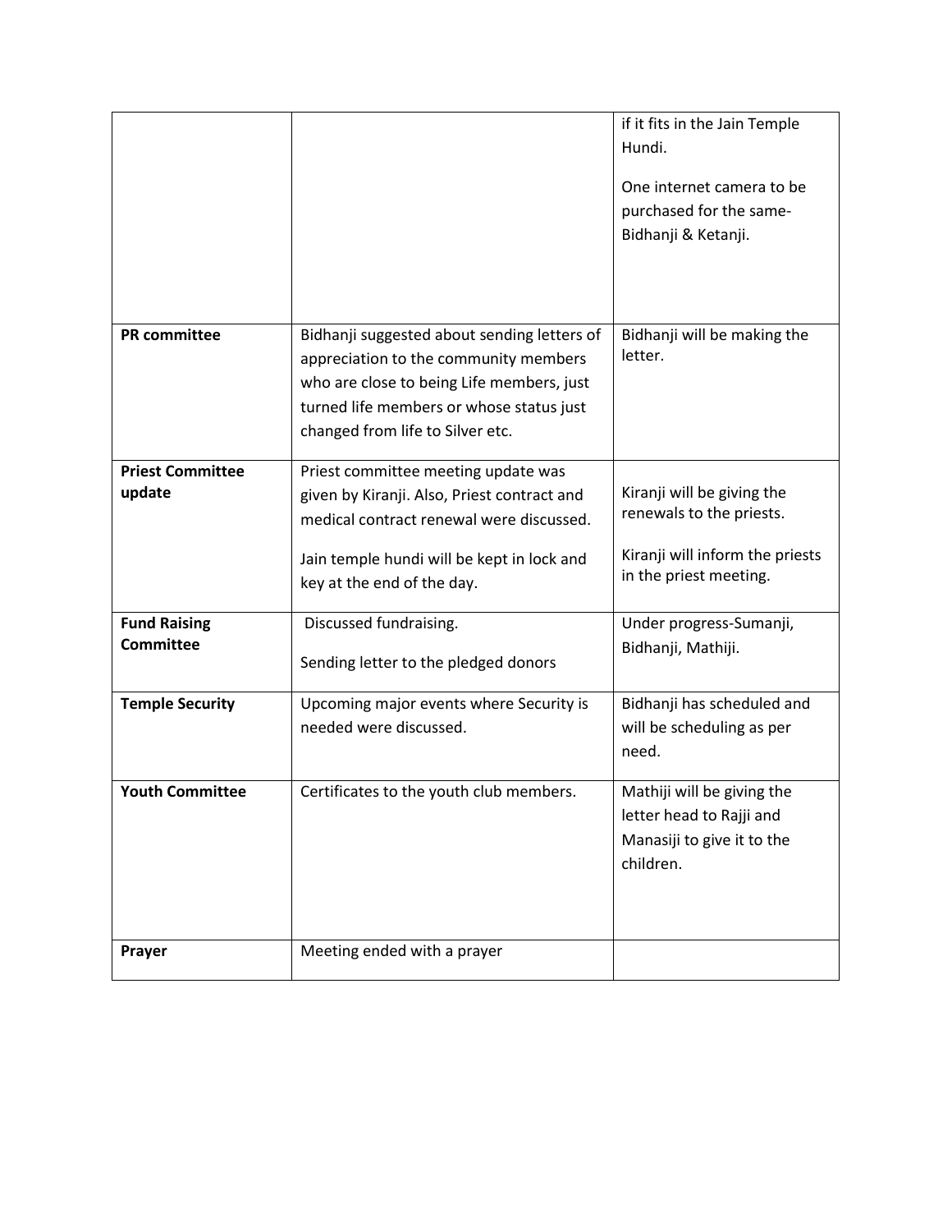| | | |
|---|---|---|
| | | if it fits in the Jain Temple Hundi.<br><br>One internet camera to be purchased for the same- Bidhanji & Ketanji. |
| **PR committee** | Bidhanji suggested about sending letters of appreciation to the community members who are close to being Life members, just turned life members or whose status just changed from life to Silver etc. | Bidhanji will be making the letter. |
| **Priest Committee update** | Priest committee meeting update was given by Kiranji. Also, Priest contract and medical contract renewal were discussed.<br><br>Jain temple hundi will be kept in lock and key at the end of the day. | Kiranji will be giving the renewals to the priests.<br><br>Kiranji will inform the priests in the priest meeting. |
| **Fund Raising Committee** | Discussed fundraising.<br><br>Sending letter to the pledged donors | Under progress-Sumanji, Bidhanji, Mathiji. |
| **Temple Security** | Upcoming major events where Security is needed were discussed. | Bidhanji has scheduled and will be scheduling as per need. |
| **Youth Committee** | Certificates to the youth club members. | Mathiji will be giving the letter head to Rajji and Manasiji to give it to the children. |
| **Prayer** | Meeting ended with a prayer | |